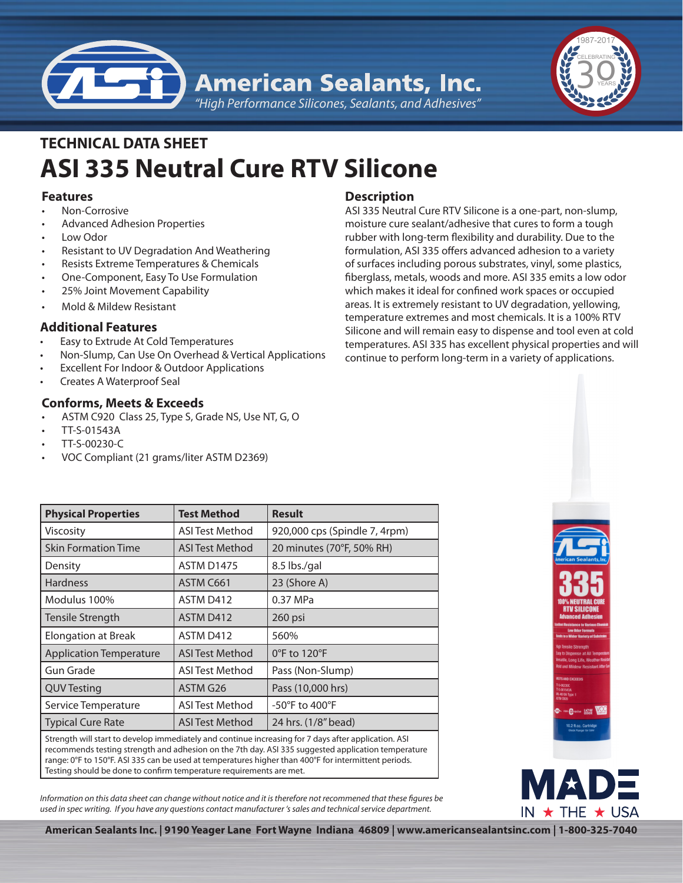American Sealants, Inc.

*"High Performance Silicones, Sealants, and Adhesives"*

## TECHNICAL DATA SHEET

# ASI 335 Neutral Cure RTV Silicone

### Features

- Non-Corrosive
- Advanced Adhesion Properties
- Low Odor
- Resistant to UV Degradation And Weathering
- Resists Extreme Temperatures & Chemicals
- One-Component, Easy To Use Formulation
- 25% Joint Movement Capability
- Mold & Mildew Resistant

### Additional Features

- Easy to Extrude At Cold Temperatures
- Non-Slump, Can Use On Overhead & Vertical Applications
- Excellent For Indoor & Outdoor Applications
- Creates A Waterproof Seal

### Conforms, Meets & Exceeds

- ASTM C920 Class 25, Type S, Grade NS, Use NT, G, O
- TT-S-01543A
- TT-S-00230-C
- VOC Compliant (21 grams/liter ASTM D2369)

### Description

ASI 335 Neutral Cure RTV Silicone is a one-part, non-slump, moisture cure sealant/adhesive that cures to form a tough rubber with long-term flexibility and durability. Due to the formulation, ASI 335 offers advanced adhesion to a variety of surfaces including porous substrates, vinyl, some plastics, fiberglass, metals, woods and more. ASI 335 emits a low odor which makes it ideal for confined work spaces or occupied areas. It is extremely resistant to UV degradation, yellowing, temperature extremes and most chemicals. It is a 100% RTV Silicone and will remain easy to dispense and tool even at cold temperatures. ASI 335 has excellent physical properties and will continue to perform long-term in a variety of applications.

| Physical Properties | Test Method | Result |
|---|---|---|
| Viscosity | ASI Test Method | 920,000 cps (Spindle 7, 4rpm) |
| Skin Formation Time | ASI Test Method | 20 minutes (70°F, 50% RH) |
| Density | ASTM D1475 | 8.5 lbs./gal |
| Hardness | ASTM C661 | 23 (Shore A) |
| Modulus 100% | ASTM D412 | 0.37 MPa |
| Tensile Strength | ASTM D412 | 260 psi |
| Elongation at Break | ASTM D412 | 560% |
| Application Temperature | ASI Test Method | 0°F to 120°F |
| Gun Grade | ASI Test Method | Pass (Non-Slump) |
| QUV Testing | ASTM G26 | Pass (10,000 hrs) |
| Service Temperature | ASI Test Method | -50°F to 400°F |
| Typical Cure Rate | ASI Test Method | 24 hrs. (1/8" bead) |

Strength will start to develop immediately and continue increasing for 7 days after application. ASI recommends testing strength and adhesion on the 7th day. ASI 335 suggested application temperature range: 0°F to 150°F. ASI 335 can be used at temperatures higher than 400°F for intermittent periods. Testing should be done to confirm temperature requirements are met.

*Information on this data sheet can change without notice and it is therefore not recommened that these figures be used in spec writing. If you have any questions contact manufacturer 's sales and technical service department.*

MADE IN ★ THE ★ USA

**American Sealants Inc. | 9190 Yeager Lane Fort Wayne Indiana 46809 | www.americansealantsinc.com | 1-800-325-7040**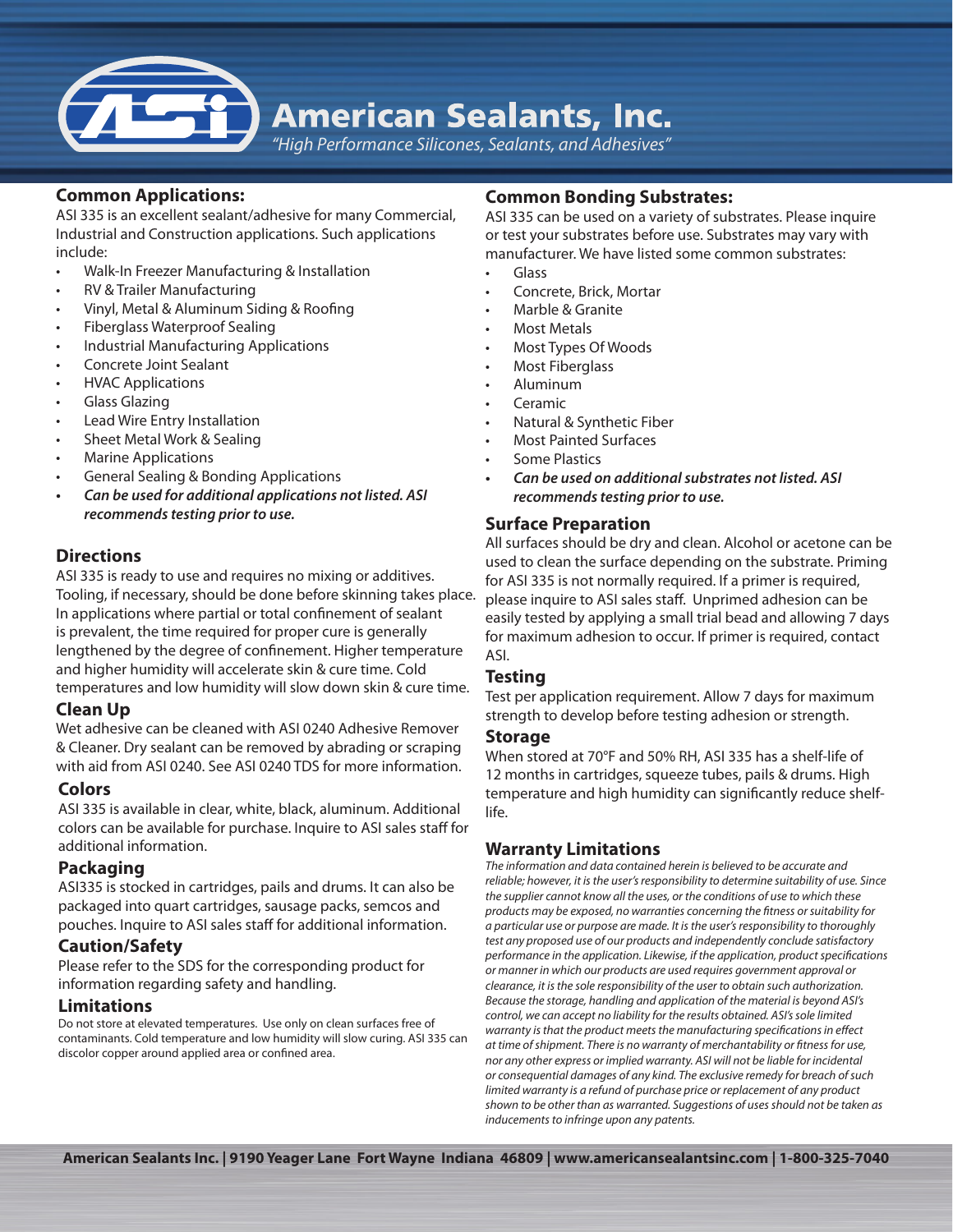# American Sealants, Inc.

*"High Performance Silicones, Sealants, and Adhesives"*

## Common Applications:

ASI 335 is an excellent sealant/adhesive for many Commercial, Industrial and Construction applications. Such applications include:

- Walk-In Freezer Manufacturing & Installation
- RV & Trailer Manufacturing
- Vinyl, Metal & Aluminum Siding & Roofing
- Fiberglass Waterproof Sealing
- Industrial Manufacturing Applications
- Concrete Joint Sealant
- HVAC Applications
- Glass Glazing
- Lead Wire Entry Installation
- Sheet Metal Work & Sealing
- Marine Applications
- General Sealing & Bonding Applications
- ***Can be used for additional applications not listed. ASI recommends testing prior to use.***

## Directions

ASI 335 is ready to use and requires no mixing or additives. Tooling, if necessary, should be done before skinning takes place. In applications where partial or total confinement of sealant is prevalent, the time required for proper cure is generally lengthened by the degree of confinement. Higher temperature and higher humidity will accelerate skin & cure time. Cold temperatures and low humidity will slow down skin & cure time.

## Clean Up

Wet adhesive can be cleaned with ASI 0240 Adhesive Remover & Cleaner. Dry sealant can be removed by abrading or scraping with aid from ASI 0240. See ASI 0240 TDS for more information.

## Colors

ASI 335 is available in clear, white, black, aluminum. Additional colors can be available for purchase. Inquire to ASI sales staff for additional information.

## Packaging

ASI335 is stocked in cartridges, pails and drums. It can also be packaged into quart cartridges, sausage packs, semcos and pouches. Inquire to ASI sales staff for additional information.

## Caution/Safety

Please refer to the SDS for the corresponding product for information regarding safety and handling.

## Limitations

Do not store at elevated temperatures. Use only on clean surfaces free of contaminants. Cold temperature and low humidity will slow curing. ASI 335 can discolor copper around applied area or confined area.

## Common Bonding Substrates:

ASI 335 can be used on a variety of substrates. Please inquire or test your substrates before use. Substrates may vary with manufacturer. We have listed some common substrates:

- Glass
- Concrete, Brick, Mortar
- Marble & Granite
- Most Metals
- Most Types Of Woods
- Most Fiberglass
- Aluminum
- Ceramic
- Natural & Synthetic Fiber
- Most Painted Surfaces
- Some Plastics
- ***Can be used on additional substrates not listed. ASI recommends testing prior to use.***

## Surface Preparation

All surfaces should be dry and clean. Alcohol or acetone can be used to clean the surface depending on the substrate. Priming for ASI 335 is not normally required. If a primer is required, please inquire to ASI sales staff. Unprimed adhesion can be easily tested by applying a small trial bead and allowing 7 days for maximum adhesion to occur. If primer is required, contact ASI.

## Testing

Test per application requirement. Allow 7 days for maximum strength to develop before testing adhesion or strength.

## Storage

When stored at 70°F and 50% RH, ASI 335 has a shelf-life of 12 months in cartridges, squeeze tubes, pails & drums. High temperature and high humidity can significantly reduce shelf-life.

## Warranty Limitations

*The information and data contained herein is believed to be accurate and reliable; however, it is the user's responsibility to determine suitability of use. Since the supplier cannot know all the uses, or the conditions of use to which these products may be exposed, no warranties concerning the fitness or suitability for a particular use or purpose are made. It is the user's responsibility to thoroughly test any proposed use of our products and independently conclude satisfactory performance in the application. Likewise, if the application, product specifications or manner in which our products are used requires government approval or clearance, it is the sole responsibility of the user to obtain such authorization. Because the storage, handling and application of the material is beyond ASI's control, we can accept no liability for the results obtained. ASI's sole limited warranty is that the product meets the manufacturing specifications in effect at time of shipment. There is no warranty of merchantability or fitness for use, nor any other express or implied warranty. ASI will not be liable for incidental or consequential damages of any kind. The exclusive remedy for breach of such limited warranty is a refund of purchase price or replacement of any product shown to be other than as warranted. Suggestions of uses should not be taken as inducements to infringe upon any patents.*

**American Sealants Inc. | 9190 Yeager Lane Fort Wayne Indiana 46809 | www.americansealantsinc.com | 1-800-325-7040**